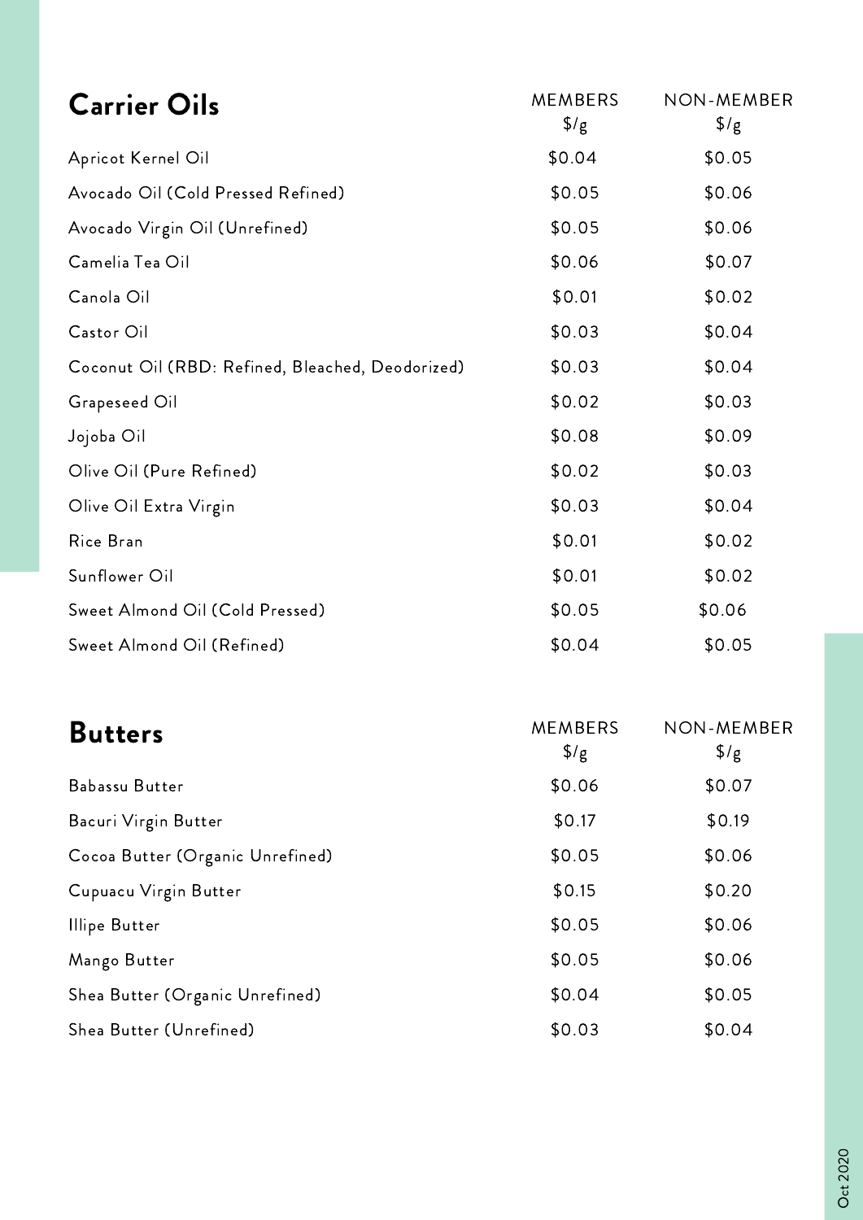## Carrier Oils

| Carrier Oils | MEMBERS $/g | NON-MEMBER $/g |
|---|---|---|
| Apricot Kernel Oil | $0.04 | $0.05 |
| Avocado Oil (Cold Pressed Refined) | $0.05 | $0.06 |
| Avocado Virgin Oil (Unrefined) | $0.05 | $0.06 |
| Camelia Tea Oil | $0.06 | $0.07 |
| Canola Oil | $0.01 | $0.02 |
| Castor Oil | $0.03 | $0.04 |
| Coconut Oil (RBD: Refined, Bleached, Deodorized) | $0.03 | $0.04 |
| Grapeseed Oil | $0.02 | $0.03 |
| Jojoba Oil | $0.08 | $0.09 |
| Olive Oil (Pure Refined) | $0.02 | $0.03 |
| Olive Oil Extra Virgin | $0.03 | $0.04 |
| Rice Bran | $0.01 | $0.02 |
| Sunflower Oil | $0.01 | $0.02 |
| Sweet Almond Oil (Cold Pressed) | $0.05 | $0.06 |
| Sweet Almond Oil (Refined) | $0.04 | $0.05 |

## Butters

| Butters | MEMBERS $/g | NON-MEMBER $/g |
|---|---|---|
| Babassu Butter | $0.06 | $0.07 |
| Bacuri Virgin Butter | $0.17 | $0.19 |
| Cocoa Butter (Organic Unrefined) | $0.05 | $0.06 |
| Cupuacu Virgin Butter | $0.15 | $0.20 |
| Illipe Butter | $0.05 | $0.06 |
| Mango Butter | $0.05 | $0.06 |
| Shea Butter (Organic Unrefined) | $0.04 | $0.05 |
| Shea Butter (Unrefined) | $0.03 | $0.04 |

Oct 2020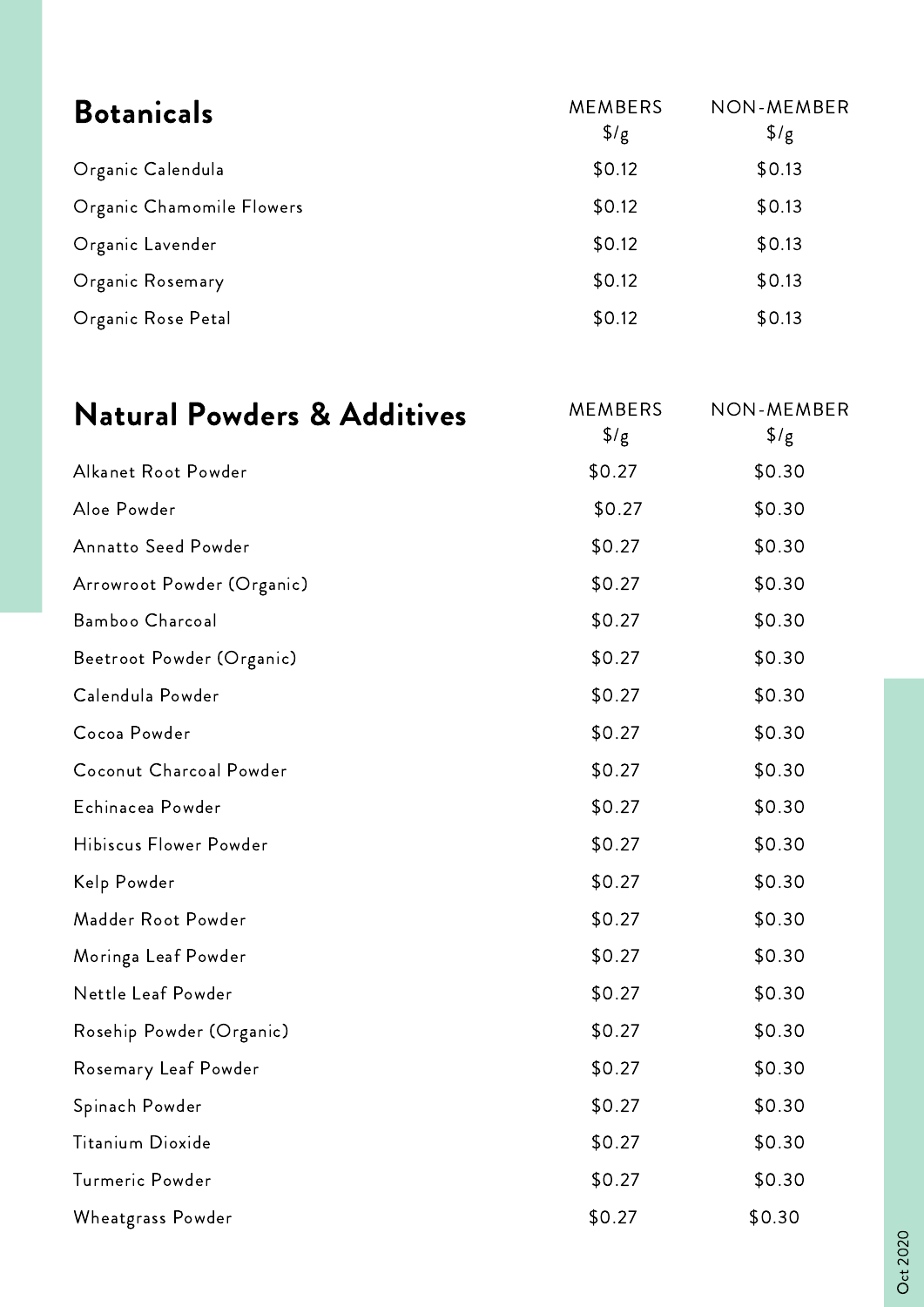## Botanicals

| Botanicals | MEMBERS $/g | NON-MEMBER $/g |
| --- | --- | --- |
| Organic Calendula | $0.12 | $0.13 |
| Organic Chamomile Flowers | $0.12 | $0.13 |
| Organic Lavender | $0.12 | $0.13 |
| Organic Rosemary | $0.12 | $0.13 |
| Organic Rose Petal | $0.12 | $0.13 |

## Natural Powders & Additives

| Natural Powders & Additives | MEMBERS $/g | NON-MEMBER $/g |
| --- | --- | --- |
| Alkanet Root Powder | $0.27 | $0.30 |
| Aloe Powder | $0.27 | $0.30 |
| Annatto Seed Powder | $0.27 | $0.30 |
| Arrowroot Powder (Organic) | $0.27 | $0.30 |
| Bamboo Charcoal | $0.27 | $0.30 |
| Beetroot Powder (Organic) | $0.27 | $0.30 |
| Calendula Powder | $0.27 | $0.30 |
| Cocoa Powder | $0.27 | $0.30 |
| Coconut Charcoal Powder | $0.27 | $0.30 |
| Echinacea Powder | $0.27 | $0.30 |
| Hibiscus Flower Powder | $0.27 | $0.30 |
| Kelp Powder | $0.27 | $0.30 |
| Madder Root Powder | $0.27 | $0.30 |
| Moringa Leaf Powder | $0.27 | $0.30 |
| Nettle Leaf Powder | $0.27 | $0.30 |
| Rosehip Powder (Organic) | $0.27 | $0.30 |
| Rosemary Leaf Powder | $0.27 | $0.30 |
| Spinach Powder | $0.27 | $0.30 |
| Titanium Dioxide | $0.27 | $0.30 |
| Turmeric Powder | $0.27 | $0.30 |
| Wheatgrass Powder | $0.27 | $0.30 |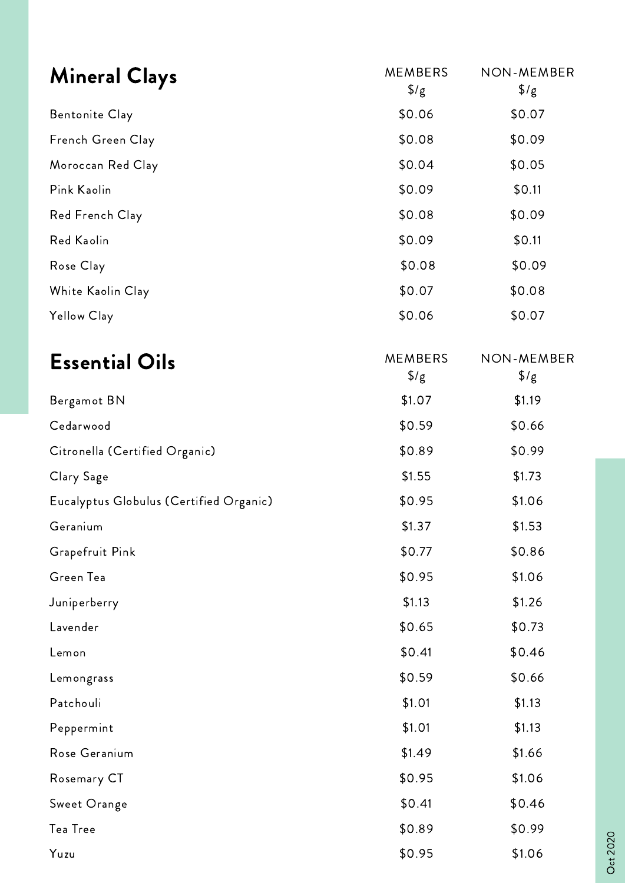## Mineral Clays

| Mineral Clays | MEMBERS $/g | NON-MEMBER $/g |
|---|---|---|
| Bentonite Clay | $0.06 | $0.07 |
| French Green Clay | $0.08 | $0.09 |
| Moroccan Red Clay | $0.04 | $0.05 |
| Pink Kaolin | $0.09 | $0.11 |
| Red French Clay | $0.08 | $0.09 |
| Red Kaolin | $0.09 | $0.11 |
| Rose Clay | $0.08 | $0.09 |
| White Kaolin Clay | $0.07 | $0.08 |
| Yellow Clay | $0.06 | $0.07 |

## Essential Oils

| Essential Oils | MEMBERS $/g | NON-MEMBER $/g |
|---|---|---|
| Bergamot BN | $1.07 | $1.19 |
| Cedarwood | $0.59 | $0.66 |
| Citronella (Certified Organic) | $0.89 | $0.99 |
| Clary Sage | $1.55 | $1.73 |
| Eucalyptus Globulus (Certified Organic) | $0.95 | $1.06 |
| Geranium | $1.37 | $1.53 |
| Grapefruit Pink | $0.77 | $0.86 |
| Green Tea | $0.95 | $1.06 |
| Juniperberry | $1.13 | $1.26 |
| Lavender | $0.65 | $0.73 |
| Lemon | $0.41 | $0.46 |
| Lemongrass | $0.59 | $0.66 |
| Patchouli | $1.01 | $1.13 |
| Peppermint | $1.01 | $1.13 |
| Rose Geranium | $1.49 | $1.66 |
| Rosemary CT | $0.95 | $1.06 |
| Sweet Orange | $0.41 | $0.46 |
| Tea Tree | $0.89 | $0.99 |
| Yuzu | $0.95 | $1.06 |

Oct 2020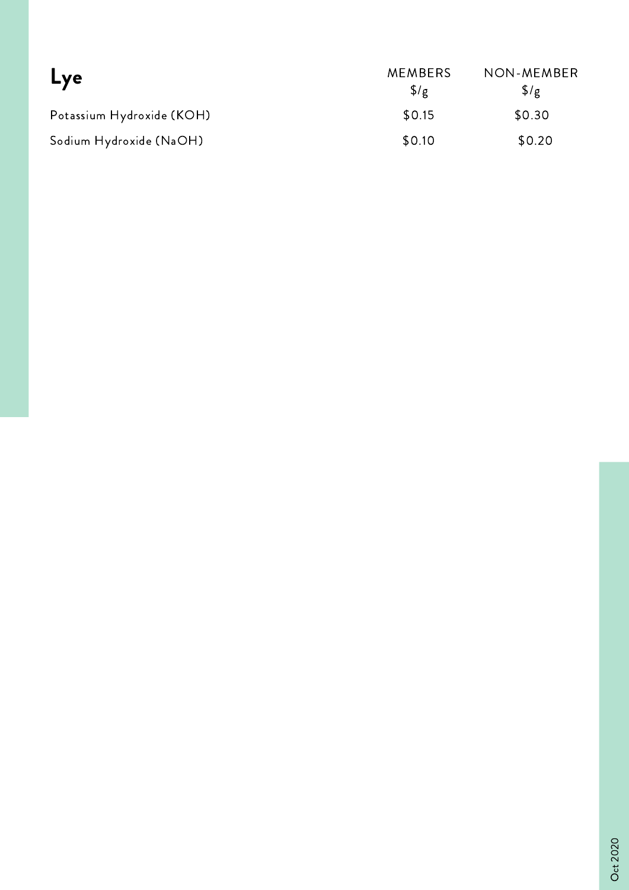| Lye | MEMBERS $/g | NON-MEMBER $/g |
|---|---|---|
| Potassium Hydroxide (KOH) | $0.15 | $0.30 |
| Sodium Hydroxide (NaOH) | $0.10 | $0.20 |